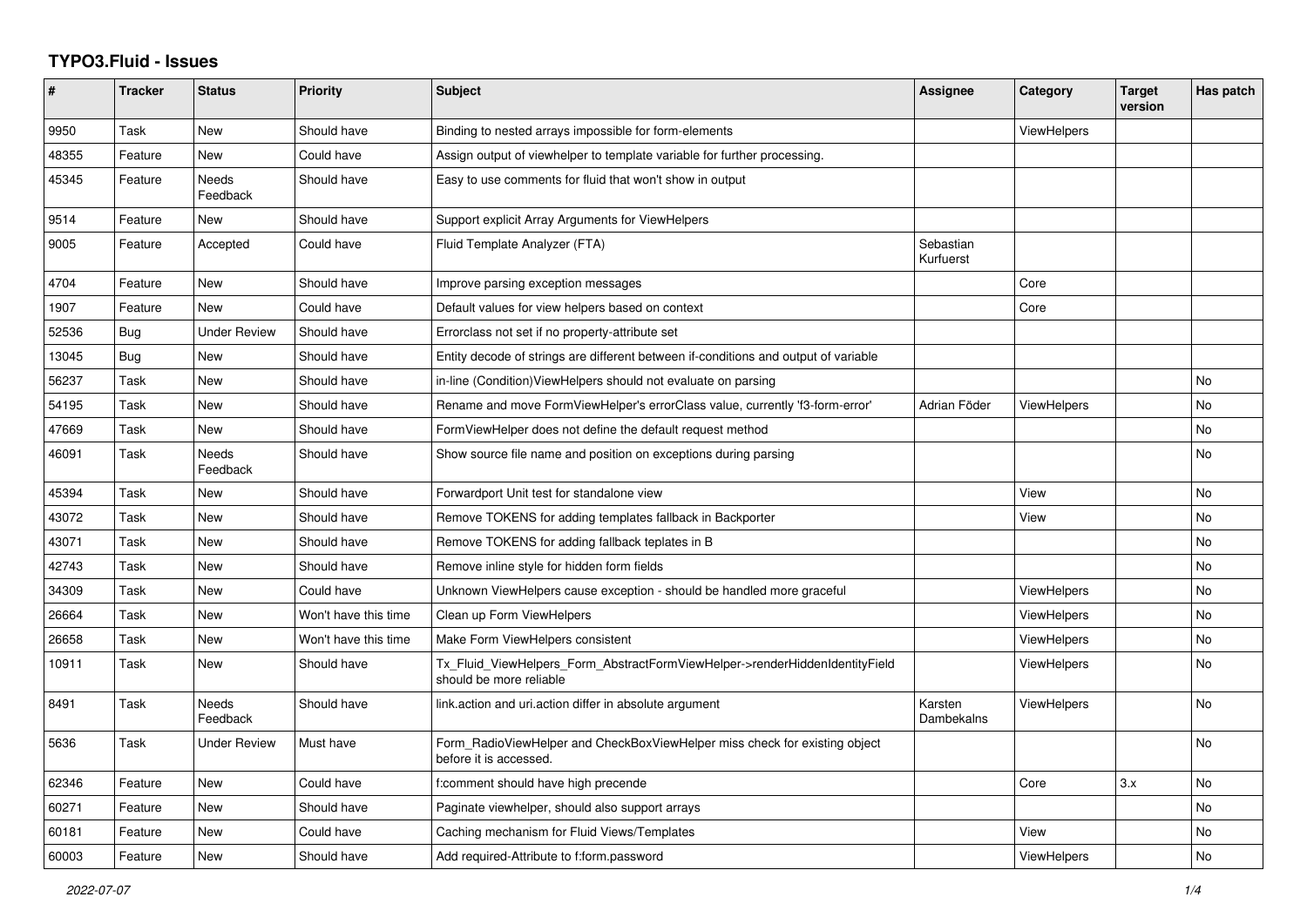# TYPO3.Fluid - Issues

| # | Tracker | Status | Priority | Subject | Assignee | Category | Target version | Has patch |
|---|---|---|---|---|---|---|---|---|
| 9950 | Task | New | Should have | Binding to nested arrays impossible for form-elements | | ViewHelpers | | |
| 48355 | Feature | New | Could have | Assign output of viewhelper to template variable for further processing. | | | | |
| 45345 | Feature | Needs Feedback | Should have | Easy to use comments for fluid that won't show in output | | | | |
| 9514 | Feature | New | Should have | Support explicit Array Arguments for ViewHelpers | | | | |
| 9005 | Feature | Accepted | Could have | Fluid Template Analyzer (FTA) | Sebastian Kurfuerst | | | |
| 4704 | Feature | New | Should have | Improve parsing exception messages | | Core | | |
| 1907 | Feature | New | Could have | Default values for view helpers based on context | | Core | | |
| 52536 | Bug | Under Review | Should have | Errorclass not set if no property-attribute set | | | | |
| 13045 | Bug | New | Should have | Entity decode of strings are different between if-conditions and output of variable | | | | |
| 56237 | Task | New | Should have | in-line (Condition)ViewHelpers should not evaluate on parsing | | | | No |
| 54195 | Task | New | Should have | Rename and move FormViewHelper's errorClass value, currently 'f3-form-error' | Adrian Föder | ViewHelpers | | No |
| 47669 | Task | New | Should have | FormViewHelper does not define the default request method | | | | No |
| 46091 | Task | Needs Feedback | Should have | Show source file name and position on exceptions during parsing | | | | No |
| 45394 | Task | New | Should have | Forwardport Unit test for standalone view | | View | | No |
| 43072 | Task | New | Should have | Remove TOKENS for adding templates fallback in Backporter | | View | | No |
| 43071 | Task | New | Should have | Remove TOKENS for adding fallback teplates in B | | | | No |
| 42743 | Task | New | Should have | Remove inline style for hidden form fields | | | | No |
| 34309 | Task | New | Could have | Unknown ViewHelpers cause exception - should be handled more graceful | | ViewHelpers | | No |
| 26664 | Task | New | Won't have this time | Clean up Form ViewHelpers | | ViewHelpers | | No |
| 26658 | Task | New | Won't have this time | Make Form ViewHelpers consistent | | ViewHelpers | | No |
| 10911 | Task | New | Should have | Tx_Fluid_ViewHelpers_Form_AbstractFormViewHelper->renderHiddenIdentityField should be more reliable | | ViewHelpers | | No |
| 8491 | Task | Needs Feedback | Should have | link.action and uri.action differ in absolute argument | Karsten Dambekalns | ViewHelpers | | No |
| 5636 | Task | Under Review | Must have | Form_RadioViewHelper and CheckBoxViewHelper miss check for existing object before it is accessed. | | | | No |
| 62346 | Feature | New | Could have | f:comment should have high precende | | Core | 3.x | No |
| 60271 | Feature | New | Should have | Paginate viewhelper, should also support arrays | | | | No |
| 60181 | Feature | New | Could have | Caching mechanism for Fluid Views/Templates | | View | | No |
| 60003 | Feature | New | Should have | Add required-Attribute to f:form.password | | ViewHelpers | | No |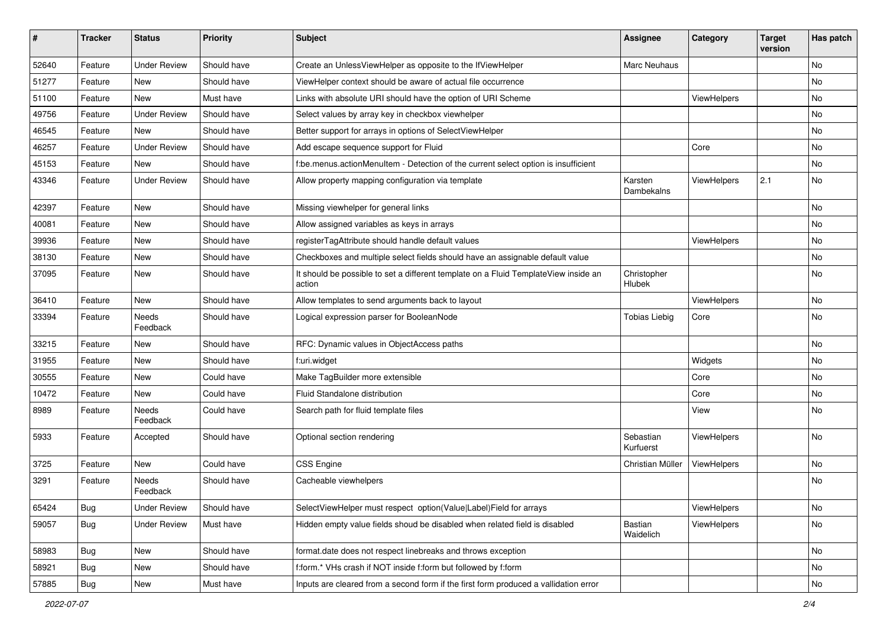| # | Tracker | Status | Priority | Subject | Assignee | Category | Target version | Has patch |
|---|---|---|---|---|---|---|---|---|
| 52640 | Feature | Under Review | Should have | Create an UnlessViewHelper as opposite to the IfViewHelper | Marc Neuhaus | | | No |
| 51277 | Feature | New | Should have | ViewHelper context should be aware of actual file occurrence | | | | No |
| 51100 | Feature | New | Must have | Links with absolute URI should have the option of URI Scheme | | ViewHelpers | | No |
| 49756 | Feature | Under Review | Should have | Select values by array key in checkbox viewhelper | | | | No |
| 46545 | Feature | New | Should have | Better support for arrays in options of SelectViewHelper | | | | No |
| 46257 | Feature | Under Review | Should have | Add escape sequence support for Fluid | | Core | | No |
| 45153 | Feature | New | Should have | f:be.menus.actionMenuItem - Detection of the current select option is insufficient | | | | No |
| 43346 | Feature | Under Review | Should have | Allow property mapping configuration via template | Karsten Dambekalns | ViewHelpers | 2.1 | No |
| 42397 | Feature | New | Should have | Missing viewhelper for general links | | | | No |
| 40081 | Feature | New | Should have | Allow assigned variables as keys in arrays | | | | No |
| 39936 | Feature | New | Should have | registerTagAttribute should handle default values | | ViewHelpers | | No |
| 38130 | Feature | New | Should have | Checkboxes and multiple select fields should have an assignable default value | | | | No |
| 37095 | Feature | New | Should have | It should be possible to set a different template on a Fluid TemplateView inside an action | Christopher Hlubek | | | No |
| 36410 | Feature | New | Should have | Allow templates to send arguments back to layout | | ViewHelpers | | No |
| 33394 | Feature | Needs Feedback | Should have | Logical expression parser for BooleanNode | Tobias Liebig | Core | | No |
| 33215 | Feature | New | Should have | RFC: Dynamic values in ObjectAccess paths | | | | No |
| 31955 | Feature | New | Should have | f:uri.widget | | Widgets | | No |
| 30555 | Feature | New | Could have | Make TagBuilder more extensible | | Core | | No |
| 10472 | Feature | New | Could have | Fluid Standalone distribution | | Core | | No |
| 8989 | Feature | Needs Feedback | Could have | Search path for fluid template files | | View | | No |
| 5933 | Feature | Accepted | Should have | Optional section rendering | Sebastian Kurfuerst | ViewHelpers | | No |
| 3725 | Feature | New | Could have | CSS Engine | Christian Müller | ViewHelpers | | No |
| 3291 | Feature | Needs Feedback | Should have | Cacheable viewhelpers | | | | No |
| 65424 | Bug | Under Review | Should have | SelectViewHelper must respect option(Value\|Label)Field for arrays | | ViewHelpers | | No |
| 59057 | Bug | Under Review | Must have | Hidden empty value fields shoud be disabled when related field is disabled | Bastian Waidelich | ViewHelpers | | No |
| 58983 | Bug | New | Should have | format.date does not respect linebreaks and throws exception | | | | No |
| 58921 | Bug | New | Should have | f:form.* VHs crash if NOT inside f:form but followed by f:form | | | | No |
| 57885 | Bug | New | Must have | Inputs are cleared from a second form if the first form produced a vallidation error | | | | No |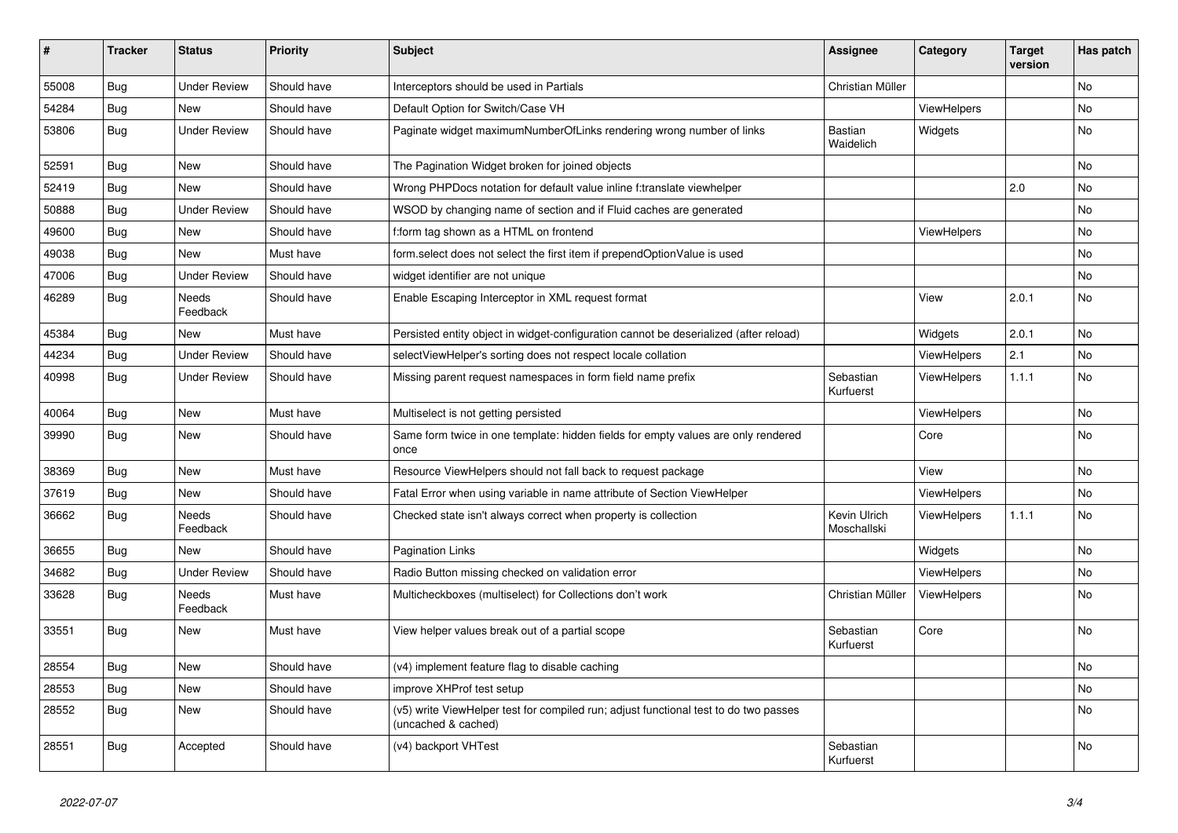| # | Tracker | Status | Priority | Subject | Assignee | Category | Target version | Has patch |
|---|---|---|---|---|---|---|---|---|
| 55008 | Bug | Under Review | Should have | Interceptors should be used in Partials | Christian Müller | | | No |
| 54284 | Bug | New | Should have | Default Option for Switch/Case VH | | ViewHelpers | | No |
| 53806 | Bug | Under Review | Should have | Paginate widget maximumNumberOfLinks rendering wrong number of links | Bastian Waidelich | Widgets | | No |
| 52591 | Bug | New | Should have | The Pagination Widget broken for joined objects | | | | No |
| 52419 | Bug | New | Should have | Wrong PHPDocs notation for default value inline f:translate viewhelper | | | 2.0 | No |
| 50888 | Bug | Under Review | Should have | WSOD by changing name of section and if Fluid caches are generated | | | | No |
| 49600 | Bug | New | Should have | f:form tag shown as a HTML on frontend | | ViewHelpers | | No |
| 49038 | Bug | New | Must have | form.select does not select the first item if prependOptionValue is used | | | | No |
| 47006 | Bug | Under Review | Should have | widget identifier are not unique | | | | No |
| 46289 | Bug | Needs Feedback | Should have | Enable Escaping Interceptor in XML request format | | View | 2.0.1 | No |
| 45384 | Bug | New | Must have | Persisted entity object in widget-configuration cannot be deserialized (after reload) | | Widgets | 2.0.1 | No |
| 44234 | Bug | Under Review | Should have | selectViewHelper's sorting does not respect locale collation | | ViewHelpers | 2.1 | No |
| 40998 | Bug | Under Review | Should have | Missing parent request namespaces in form field name prefix | Sebastian Kurfuerst | ViewHelpers | 1.1.1 | No |
| 40064 | Bug | New | Must have | Multiselect is not getting persisted | | ViewHelpers | | No |
| 39990 | Bug | New | Should have | Same form twice in one template: hidden fields for empty values are only rendered once | | Core | | No |
| 38369 | Bug | New | Must have | Resource ViewHelpers should not fall back to request package | | View | | No |
| 37619 | Bug | New | Should have | Fatal Error when using variable in name attribute of Section ViewHelper | | ViewHelpers | | No |
| 36662 | Bug | Needs Feedback | Should have | Checked state isn't always correct when property is collection | Kevin Ulrich Moschallski | ViewHelpers | 1.1.1 | No |
| 36655 | Bug | New | Should have | Pagination Links | | Widgets | | No |
| 34682 | Bug | Under Review | Should have | Radio Button missing checked on validation error | | ViewHelpers | | No |
| 33628 | Bug | Needs Feedback | Must have | Multicheckboxes (multiselect) for Collections don't work | Christian Müller | ViewHelpers | | No |
| 33551 | Bug | New | Must have | View helper values break out of a partial scope | Sebastian Kurfuerst | Core | | No |
| 28554 | Bug | New | Should have | (v4) implement feature flag to disable caching | | | | No |
| 28553 | Bug | New | Should have | improve XHProf test setup | | | | No |
| 28552 | Bug | New | Should have | (v5) write ViewHelper test for compiled run; adjust functional test to do two passes (uncached & cached) | | | | No |
| 28551 | Bug | Accepted | Should have | (v4) backport VHTest | Sebastian Kurfuerst | | | No |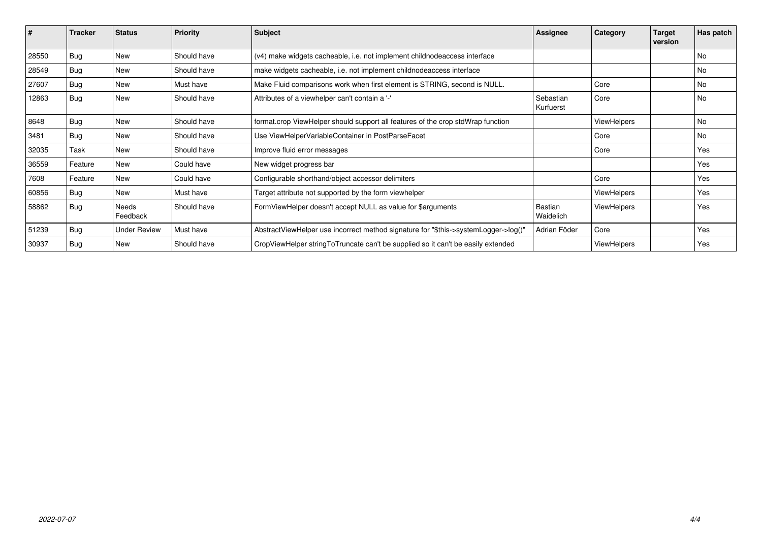| # | Tracker | Status | Priority | Subject | Assignee | Category | Target version | Has patch |
|---|---|---|---|---|---|---|---|---|
| 28550 | Bug | New | Should have | (v4) make widgets cacheable, i.e. not implement childnodeaccess interface | | | | No |
| 28549 | Bug | New | Should have | make widgets cacheable, i.e. not implement childnodeaccess interface | | | | No |
| 27607 | Bug | New | Must have | Make Fluid comparisons work when first element is STRING, second is NULL. | | Core | | No |
| 12863 | Bug | New | Should have | Attributes of a viewhelper can't contain a '-' | Sebastian Kurfuerst | Core | | No |
| 8648 | Bug | New | Should have | format.crop ViewHelper should support all features of the crop stdWrap function | | ViewHelpers | | No |
| 3481 | Bug | New | Should have | Use ViewHelperVariableContainer in PostParseFacet | | Core | | No |
| 32035 | Task | New | Should have | Improve fluid error messages | | Core | | Yes |
| 36559 | Feature | New | Could have | New widget progress bar | | | | Yes |
| 7608 | Feature | New | Could have | Configurable shorthand/object accessor delimiters | | Core | | Yes |
| 60856 | Bug | New | Must have | Target attribute not supported by the form viewhelper | | ViewHelpers | | Yes |
| 58862 | Bug | Needs Feedback | Should have | FormViewHelper doesn't accept NULL as value for $arguments | Bastian Waidelich | ViewHelpers | | Yes |
| 51239 | Bug | Under Review | Must have | AbstractViewHelper use incorrect method signature for "$this->systemLogger->log()" | Adrian Föder | Core | | Yes |
| 30937 | Bug | New | Should have | CropViewHelper stringToTruncate can't be supplied so it can't be easily extended | | ViewHelpers | | Yes |

*2022-07-07*